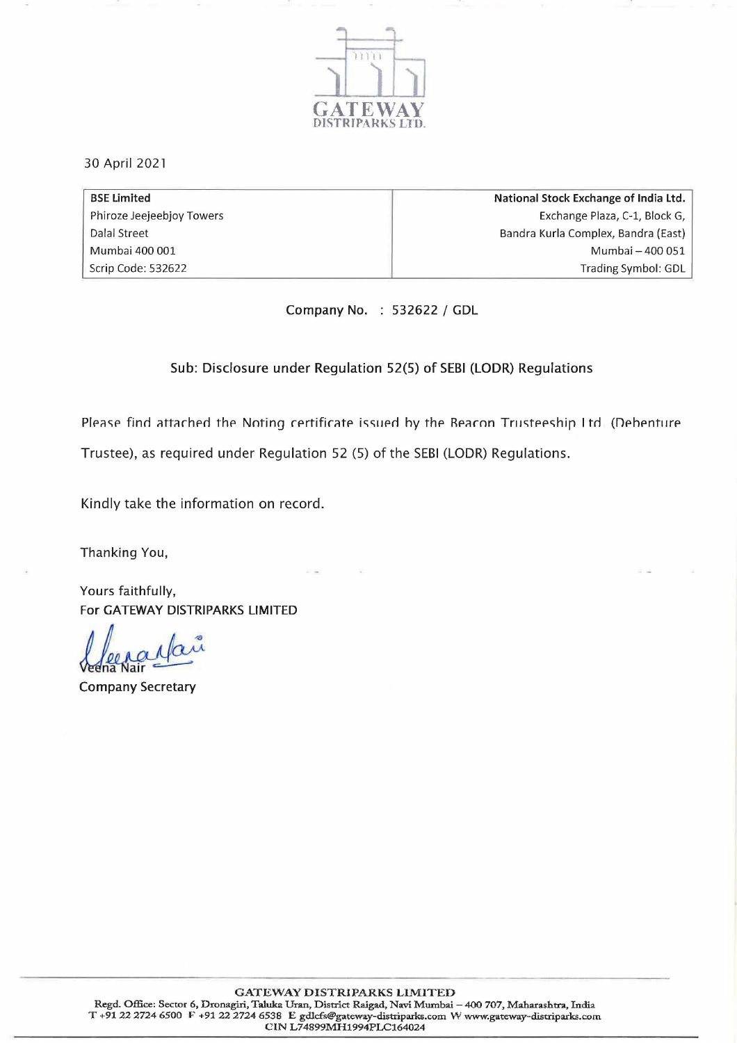GATEWAY
DISTRIPARKS LTD.

30 April 2021

| **BSE Limited** | **National Stock Exchange of India Ltd.** |
|---|---|
| Phiroze Jeejeebjoy Towers | Exchange Plaza, C-1, Block G, |
| Dalal Street | Bandra Kurla Complex, Bandra (East) |
| Mumbai 400 001 | Mumbai – 400 051 |
| Scrip Code: 532622 | Trading Symbol: GDL |

Company No. : 532622 / GDL

Sub: Disclosure under Regulation 52(5) of SEBI (LODR) Regulations

Please find attached the Noting certificate issued by the Beacon Trusteeship Ltd. (Debenture Trustee), as required under Regulation 52 (5) of the SEBI (LODR) Regulations.

Kindly take the information on record.

Thanking You,

Yours faithfully,
For GATEWAY DISTRIPARKS LIMITED

Veena Nair
Company Secretary

**GATEWAY DISTRIPARKS LIMITED**
Regd. Office: Sector 6, Dronagiri, Taluka Uran, District Raigad, Navi Mumbai – 400 707, Maharashtra, India
T +91 22 2724 6500 F +91 22 2724 6538 E gdlcfs@gateway-distriparks.com W www.gateway-distriparks.com
CIN L74899MH1994PLC164024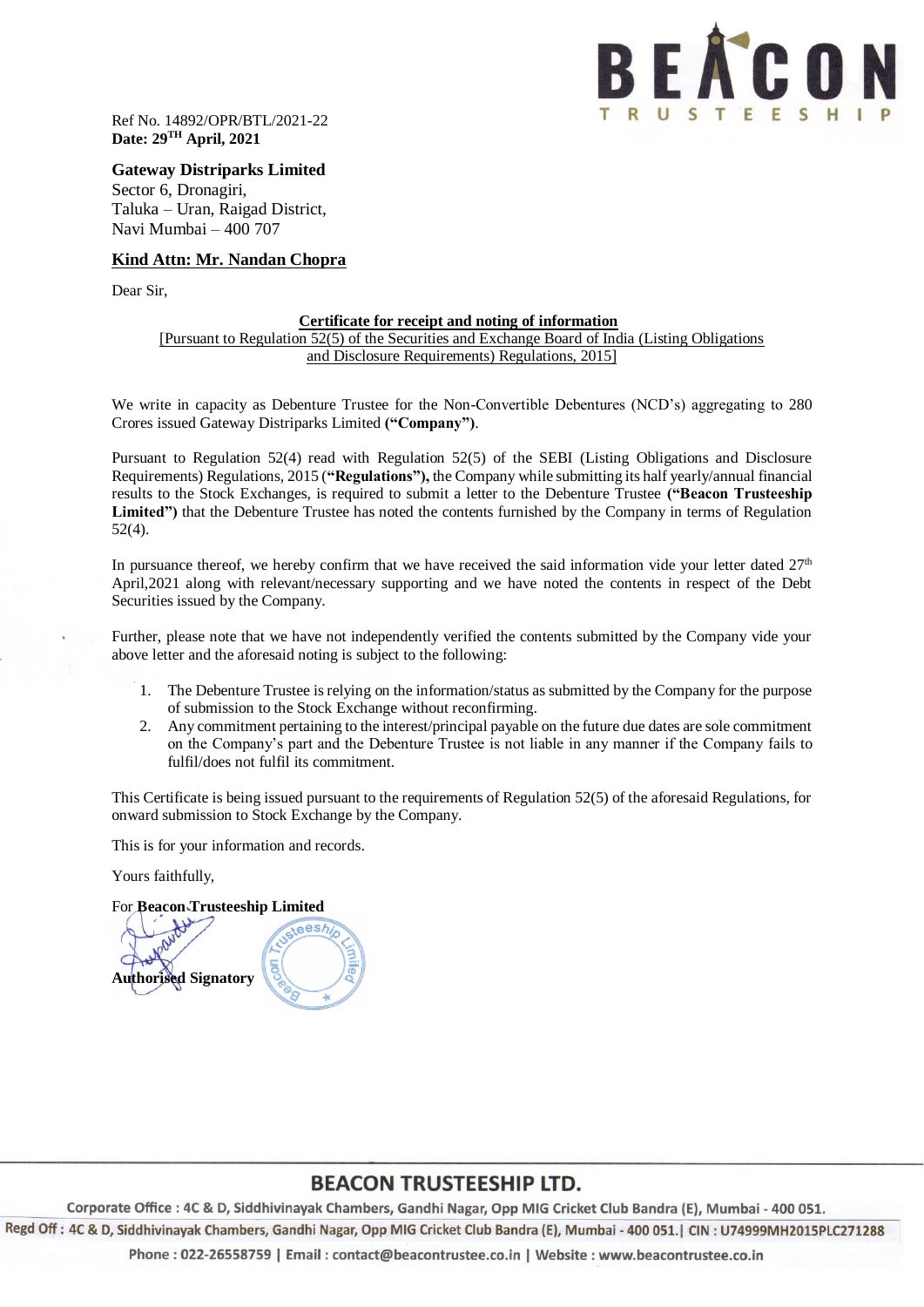Ref No. 14892/OPR/BTL/2021-22
**Date: 29TH April, 2021**

**Gateway Distriparks Limited**
Sector 6, Dronagiri,
Taluka – Uran, Raigad District,
Navi Mumbai – 400 707

**Kind Attn: Mr. Nandan Chopra**

Dear Sir,

**Certificate for receipt and noting of information**
[Pursuant to Regulation 52(5) of the Securities and Exchange Board of India (Listing Obligations and Disclosure Requirements) Regulations, 2015]

We write in capacity as Debenture Trustee for the Non-Convertible Debentures (NCD's) aggregating to 280 Crores issued Gateway Distriparks Limited **("Company")**.

Pursuant to Regulation 52(4) read with Regulation 52(5) of the SEBI (Listing Obligations and Disclosure Requirements) Regulations, 2015 (**"Regulations"),** the Company while submitting its half yearly/annual financial results to the Stock Exchanges, is required to submit a letter to the Debenture Trustee **("Beacon Trusteeship Limited")** that the Debenture Trustee has noted the contents furnished by the Company in terms of Regulation 52(4).

In pursuance thereof, we hereby confirm that we have received the said information vide your letter dated 27th April,2021 along with relevant/necessary supporting and we have noted the contents in respect of the Debt Securities issued by the Company.

Further, please note that we have not independently verified the contents submitted by the Company vide your above letter and the aforesaid noting is subject to the following:

1. The Debenture Trustee is relying on the information/status as submitted by the Company for the purpose of submission to the Stock Exchange without reconfirming.
2. Any commitment pertaining to the interest/principal payable on the future due dates are sole commitment on the Company's part and the Debenture Trustee is not liable in any manner if the Company fails to fulfil/does not fulfil its commitment.

This Certificate is being issued pursuant to the requirements of Regulation 52(5) of the aforesaid Regulations, for onward submission to Stock Exchange by the Company.

This is for your information and records.

Yours faithfully,

For **Beacon Trusteeship Limited**

**Authorised Signatory**

**BEACON TRUSTEESHIP LTD.**

Corporate Office : 4C & D, Siddhivinayak Chambers, Gandhi Nagar, Opp MIG Cricket Club Bandra (E), Mumbai - 400 051.
Regd Off : 4C & D, Siddhivinayak Chambers, Gandhi Nagar, Opp MIG Cricket Club Bandra (E), Mumbai - 400 051. | CIN : U74999MH2015PLC271288
Phone : 022-26558759 | Email : contact@beacontrustee.co.in | Website : www.beacontrustee.co.in